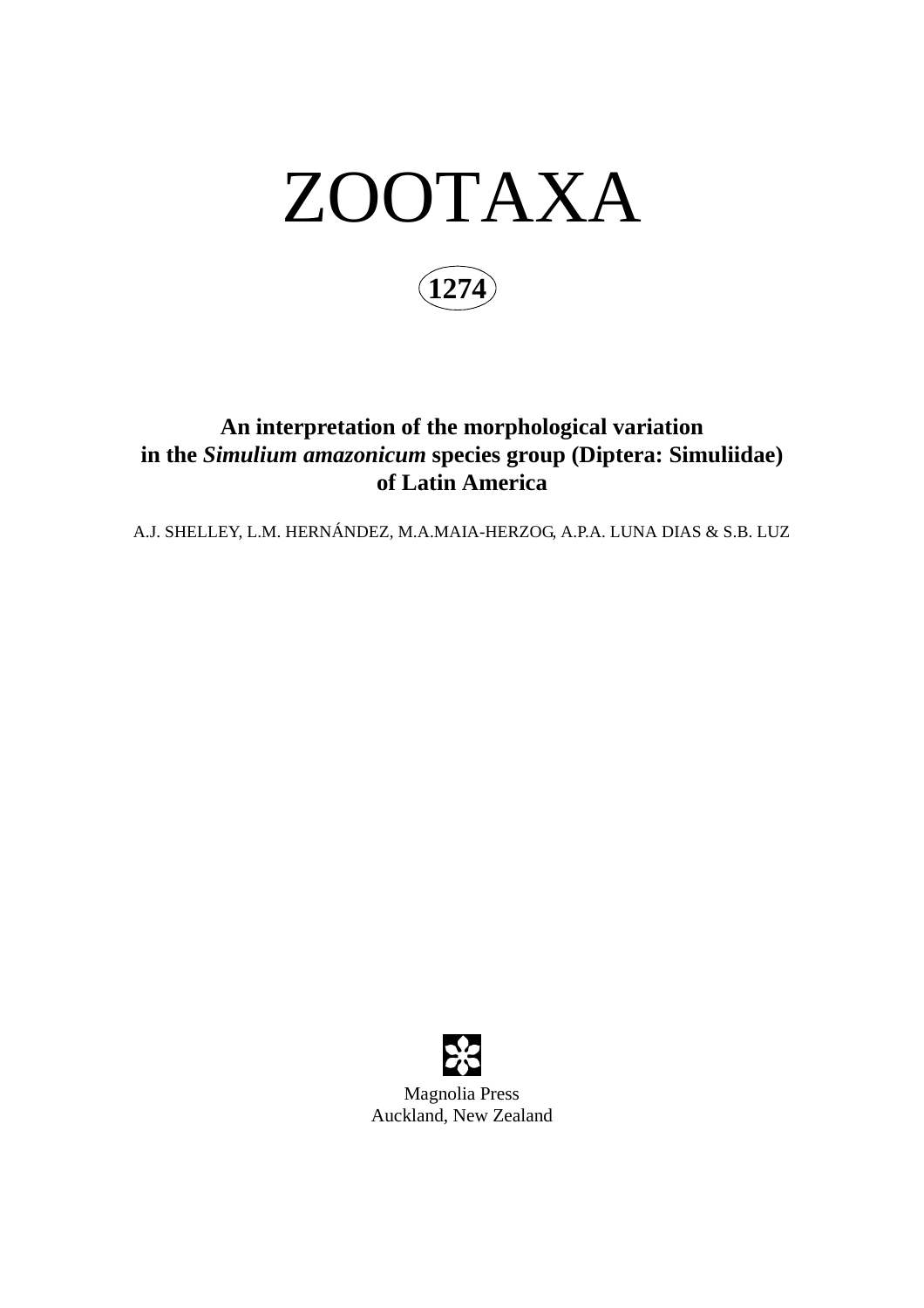# ZOOTAXA

**1274**

## An interpretation of the morphological variation in the *Simulium amazonicum* species group (Diptera: Simuliidae) of Latin America

A.J. SHELLEY, L.M. HERNÁNDEZ, M.A.MAIA-HERZOG, A.P.A. LUNA DIAS & S.B. LUZ

Magnolia Press
Auckland, New Zealand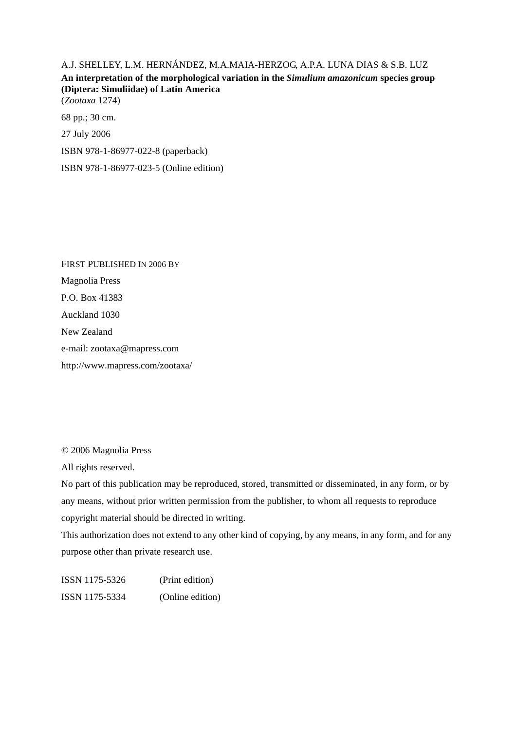A.J. SHELLEY, L.M. HERNÁNDEZ, M.A.MAIA-HERZOG, A.P.A. LUNA DIAS & S.B. LUZ

**An interpretation of the morphological variation in the *Simulium amazonicum* species group (Diptera: Simuliidae) of Latin America**

(*Zootaxa* 1274)

68 pp.; 30 cm.

27 July 2006

ISBN 978-1-86977-022-8 (paperback)

ISBN 978-1-86977-023-5 (Online edition)

FIRST PUBLISHED IN 2006 BY

Magnolia Press

P.O. Box 41383

Auckland 1030

New Zealand

e-mail: zootaxa@mapress.com

http://www.mapress.com/zootaxa/

© 2006 Magnolia Press

All rights reserved.

No part of this publication may be reproduced, stored, transmitted or disseminated, in any form, or by any means, without prior written permission from the publisher, to whom all requests to reproduce copyright material should be directed in writing.

This authorization does not extend to any other kind of copying, by any means, in any form, and for any purpose other than private research use.

| | |
|---|---|
| ISSN 1175-5326 | (Print edition) |
| ISSN 1175-5334 | (Online edition) |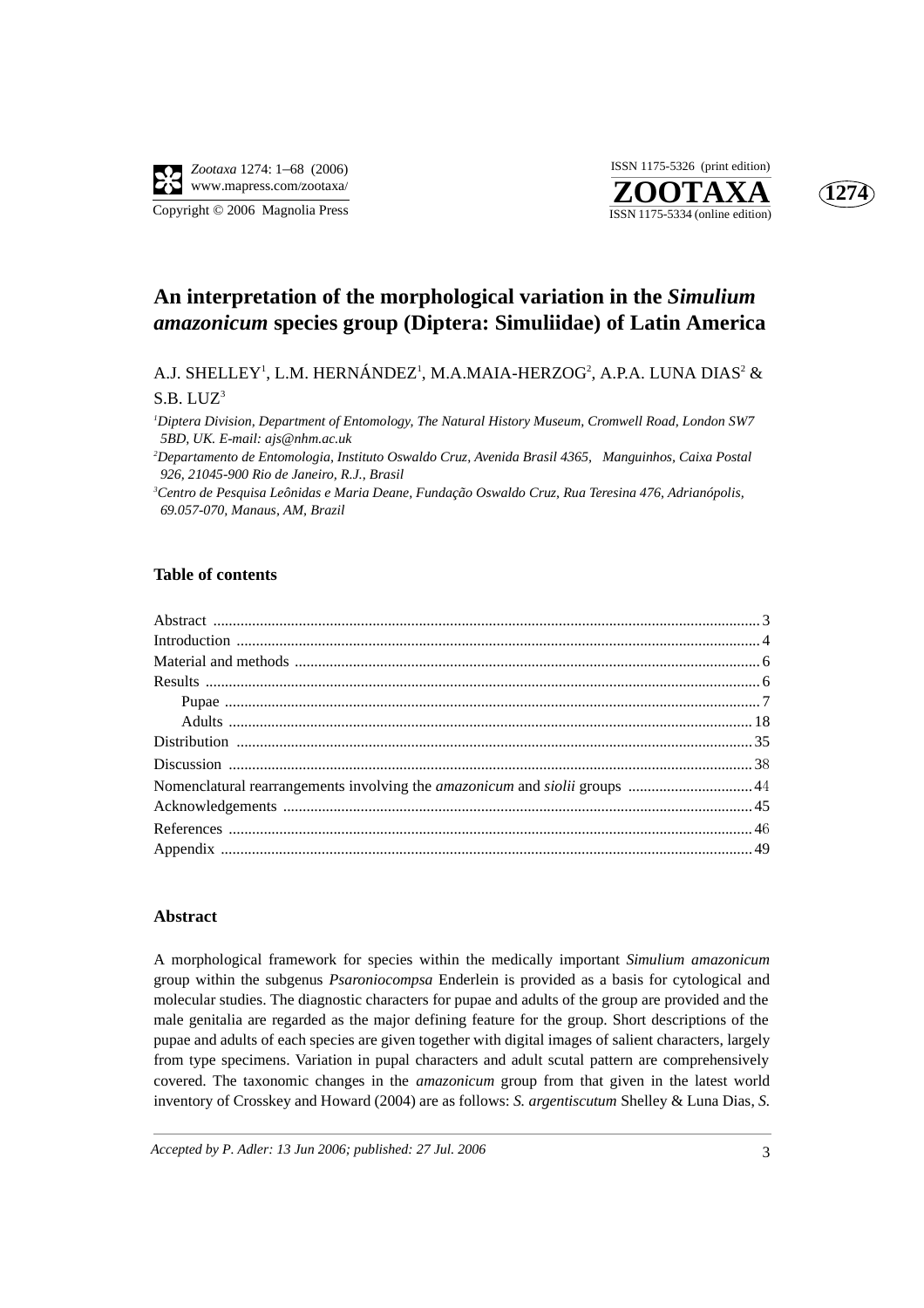# An interpretation of the morphological variation in the *Simulium amazonicum* species group (Diptera: Simuliidae) of Latin America

A.J. SHELLEY[1], L.M. HERNÁNDEZ[1], M.A.MAIA-HERZOG[2], A.P.A. LUNA DIAS[2] & S.B. LUZ[3]

[1] *Diptera Division, Department of Entomology, The Natural History Museum, Cromwell Road, London SW7 5BD, UK. E-mail: ajs@nhm.ac.uk*

[2] *Departamento de Entomologia, Instituto Oswaldo Cruz, Avenida Brasil 4365, Manguinhos, Caixa Postal 926, 21045-900 Rio de Janeiro, R.J., Brasil*

[3] *Centro de Pesquisa Leônidas e Maria Deane, Fundação Oswaldo Cruz, Rua Teresina 476, Adrianópolis, 69.057-070, Manaus, AM, Brazil*

## Table of contents

| | |
|---|---|
| Abstract | 3 |
| Introduction | 4 |
| Material and methods | 6 |
| Results | 6 |
| Pupae | 7 |
| Adults | 18 |
| Distribution | 35 |
| Discussion | 38 |
| Nomenclatural rearrangements involving the *amazonicum* and *siolii* groups | 44 |
| Acknowledgements | 45 |
| References | 46 |
| Appendix | 49 |

## Abstract

A morphological framework for species within the medically important *Simulium amazonicum* group within the subgenus *Psaroniocompsa* Enderlein is provided as a basis for cytological and molecular studies. The diagnostic characters for pupae and adults of the group are provided and the male genitalia are regarded as the major defining feature for the group. Short descriptions of the pupae and adults of each species are given together with digital images of salient characters, largely from type specimens. Variation in pupal characters and adult scutal pattern are comprehensively covered. The taxonomic changes in the *amazonicum* group from that given in the latest world inventory of Crosskey and Howard (2004) are as follows: *S. argentiscutum* Shelley & Luna Dias, *S.*

*Accepted by P. Adler: 13 Jun 2006; published: 27 Jul. 2006*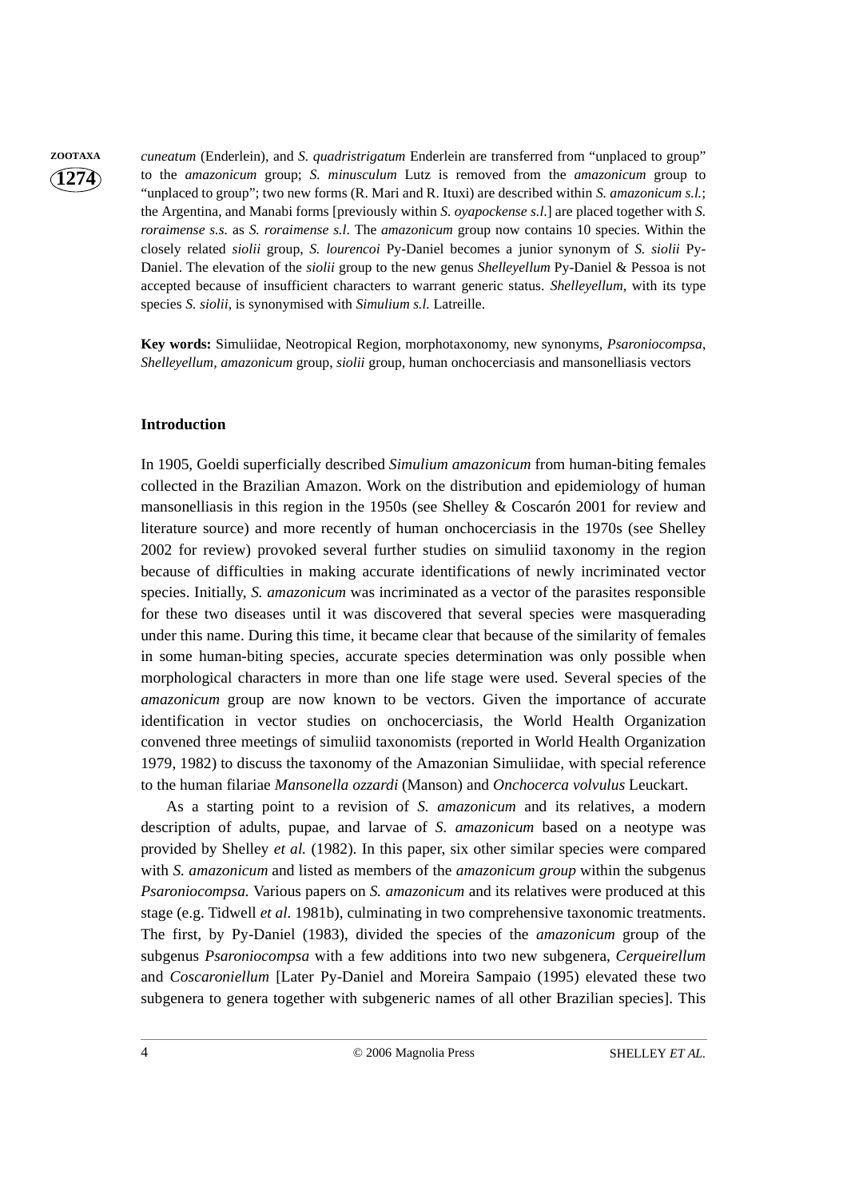*cuneatum* (Enderlein), and *S. quadristrigatum* Enderlein are transferred from "unplaced to group" to the *amazonicum* group; *S. minusculum* Lutz is removed from the *amazonicum* group to "unplaced to group"; two new forms (R. Mari and R. Ituxi) are described within *S. amazonicum s.l.*; the Argentina, and Manabi forms [previously within *S. oyapockense s.l.*] are placed together with *S. roraimense s.s.* as *S. roraimense s.l.* The *amazonicum* group now contains 10 species. Within the closely related *siolii* group, *S. lourencoi* Py-Daniel becomes a junior synonym of *S. siolii* Py-Daniel. The elevation of the *siolii* group to the new genus *Shelleyellum* Py-Daniel & Pessoa is not accepted because of insufficient characters to warrant generic status. *Shelleyellum*, with its type species *S. siolii*, is synonymised with *Simulium s.l.* Latreille.

**Key words:** Simuliidae, Neotropical Region, morphotaxonomy, new synonyms, *Psaroniocompsa*, *Shelleyellum*, *amazonicum* group, *siolii* group, human onchocerciasis and mansonelliasis vectors

## Introduction

In 1905, Goeldi superficially described *Simulium amazonicum* from human-biting females collected in the Brazilian Amazon. Work on the distribution and epidemiology of human mansonelliasis in this region in the 1950s (see Shelley & Coscarón 2001 for review and literature source) and more recently of human onchocerciasis in the 1970s (see Shelley 2002 for review) provoked several further studies on simuliid taxonomy in the region because of difficulties in making accurate identifications of newly incriminated vector species. Initially, *S. amazonicum* was incriminated as a vector of the parasites responsible for these two diseases until it was discovered that several species were masquerading under this name. During this time, it became clear that because of the similarity of females in some human-biting species, accurate species determination was only possible when morphological characters in more than one life stage were used. Several species of the *amazonicum* group are now known to be vectors. Given the importance of accurate identification in vector studies on onchocerciasis, the World Health Organization convened three meetings of simuliid taxonomists (reported in World Health Organization 1979, 1982) to discuss the taxonomy of the Amazonian Simuliidae, with special reference to the human filariae *Mansonella ozzardi* (Manson) and *Onchocerca volvulus* Leuckart.

As a starting point to a revision of *S. amazonicum* and its relatives, a modern description of adults, pupae, and larvae of *S. amazonicum* based on a neotype was provided by Shelley *et al.* (1982). In this paper, six other similar species were compared with *S. amazonicum* and listed as members of the *amazonicum group* within the subgenus *Psaroniocompsa.* Various papers on *S. amazonicum* and its relatives were produced at this stage (e.g. Tidwell *et al.* 1981b), culminating in two comprehensive taxonomic treatments. The first, by Py-Daniel (1983), divided the species of the *amazonicum* group of the subgenus *Psaroniocompsa* with a few additions into two new subgenera, *Cerqueirellum* and *Coscaroniellum* [Later Py-Daniel and Moreira Sampaio (1995) elevated these two subgenera to genera together with subgeneric names of all other Brazilian species]. This